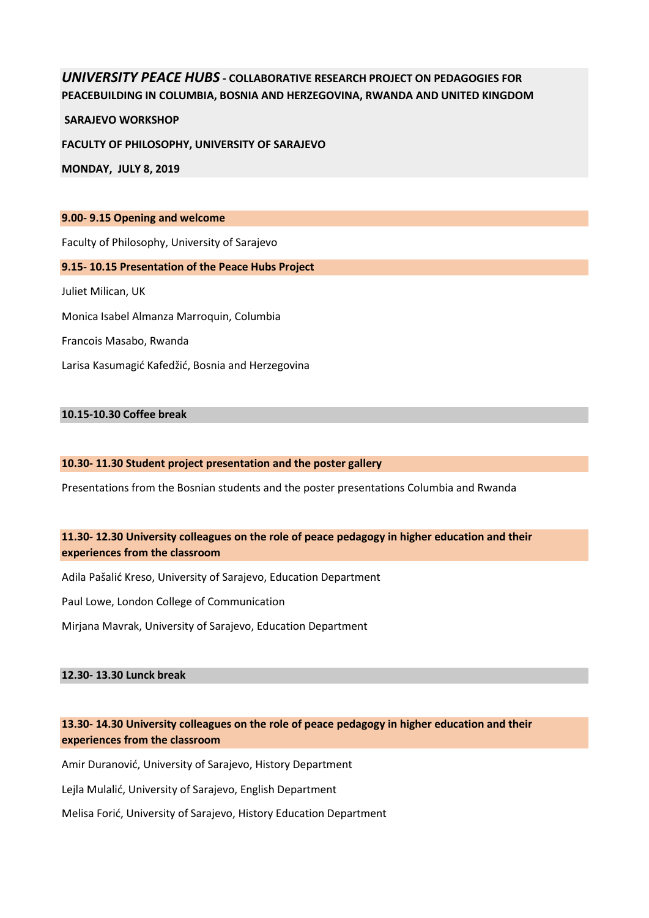# *UNIVERSITY PEACE HUBS* - COLLABORATIVE RESEARCH PROJECT ON PEDAGOGIES FOR PEACEBUILDING IN COLUMBIA, BOSNIA AND HERZEGOVINA, RWANDA AND UNITED KINGDOM

**SARAJEVO WORKSHOP**

**FACULTY OF PHILOSOPHY, UNIVERSITY OF SARAJEVO**

**MONDAY, JULY 8, 2019**

**9.00- 9.15 Opening and welcome**

Faculty of Philosophy, University of Sarajevo

**9.15- 10.15 Presentation of the Peace Hubs Project**

Juliet Milican, UK

Monica Isabel Almanza Marroquin, Columbia

Francois Masabo, Rwanda

Larisa Kasumagić Kafedžić, Bosnia and Herzegovina

**10.15-10.30 Coffee break**

**10.30- 11.30 Student project presentation and the poster gallery**

Presentations from the Bosnian students and the poster presentations Columbia and Rwanda

**11.30- 12.30 University colleagues on the role of peace pedagogy in higher education and their experiences from the classroom**

Adila Pašalić Kreso, University of Sarajevo, Education Department

Paul Lowe, London College of Communication

Mirjana Mavrak, University of Sarajevo, Education Department

**12.30- 13.30 Lunck break**

**13.30- 14.30 University colleagues on the role of peace pedagogy in higher education and their experiences from the classroom**

Amir Duranović, University of Sarajevo, History Department

Lejla Mulalić, University of Sarajevo, English Department

Melisa Forić, University of Sarajevo, History Education Department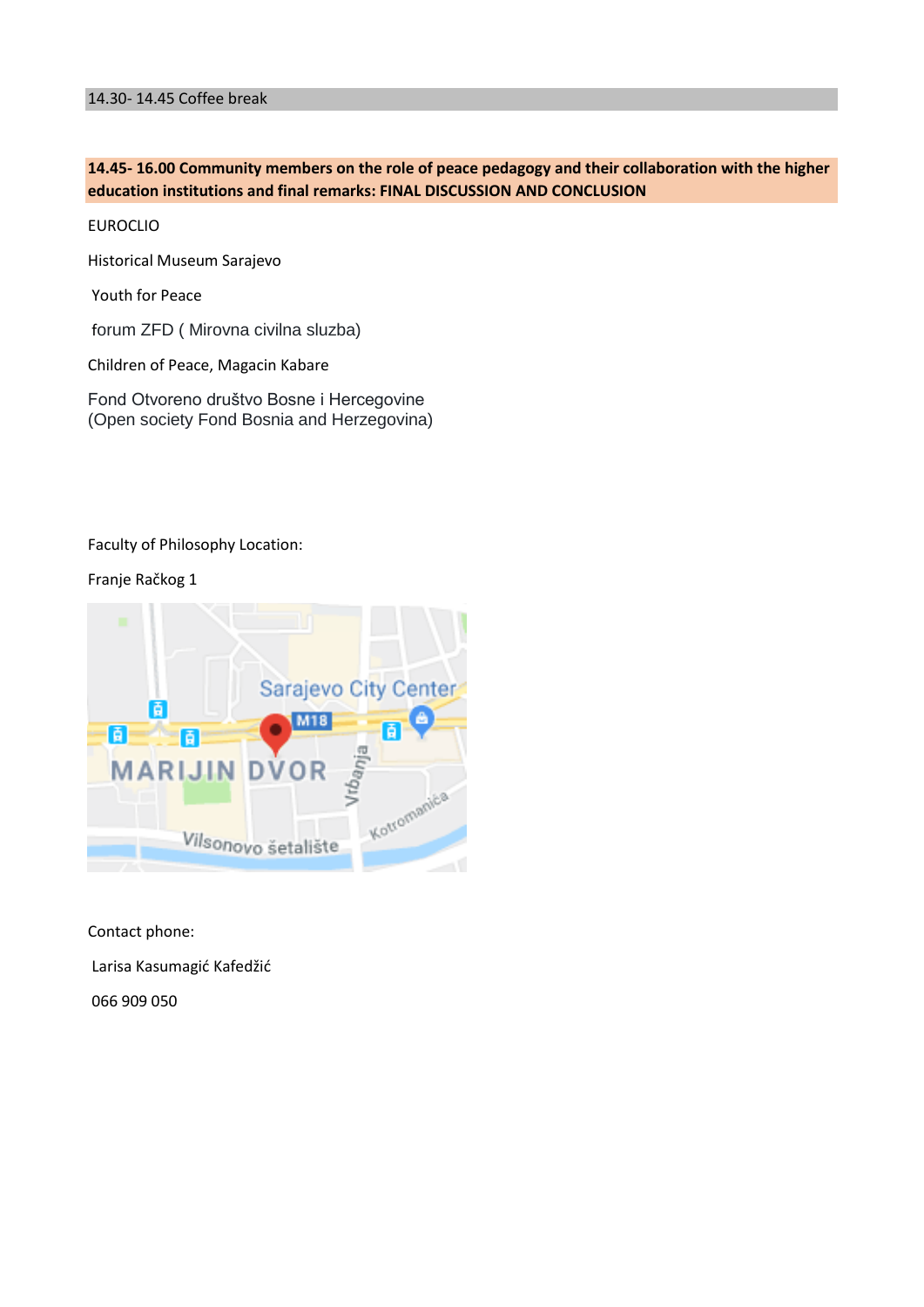14.30- 14.45 Coffee break

**14.45- 16.00 Community members on the role of peace pedagogy and their collaboration with the higher education institutions and final remarks: FINAL DISCUSSION AND CONCLUSION**

EUROCLIO

Historical Museum Sarajevo

Youth for Peace

forum ZFD ( Mirovna civilna sluzba)

Children of Peace, Magacin Kabare

Fond Otvoreno društvo Bosne i Hercegovine
(Open society Fond Bosnia and Herzegovina)

Faculty of Philosophy Location:

Franje Račkog 1

Sarajevo City Center
M18
MARIJIN DVOR
Vrbanja
Kotromanića
Vilsonovo šetalište

Contact phone:

Larisa Kasumagić Kafedžić

066 909 050